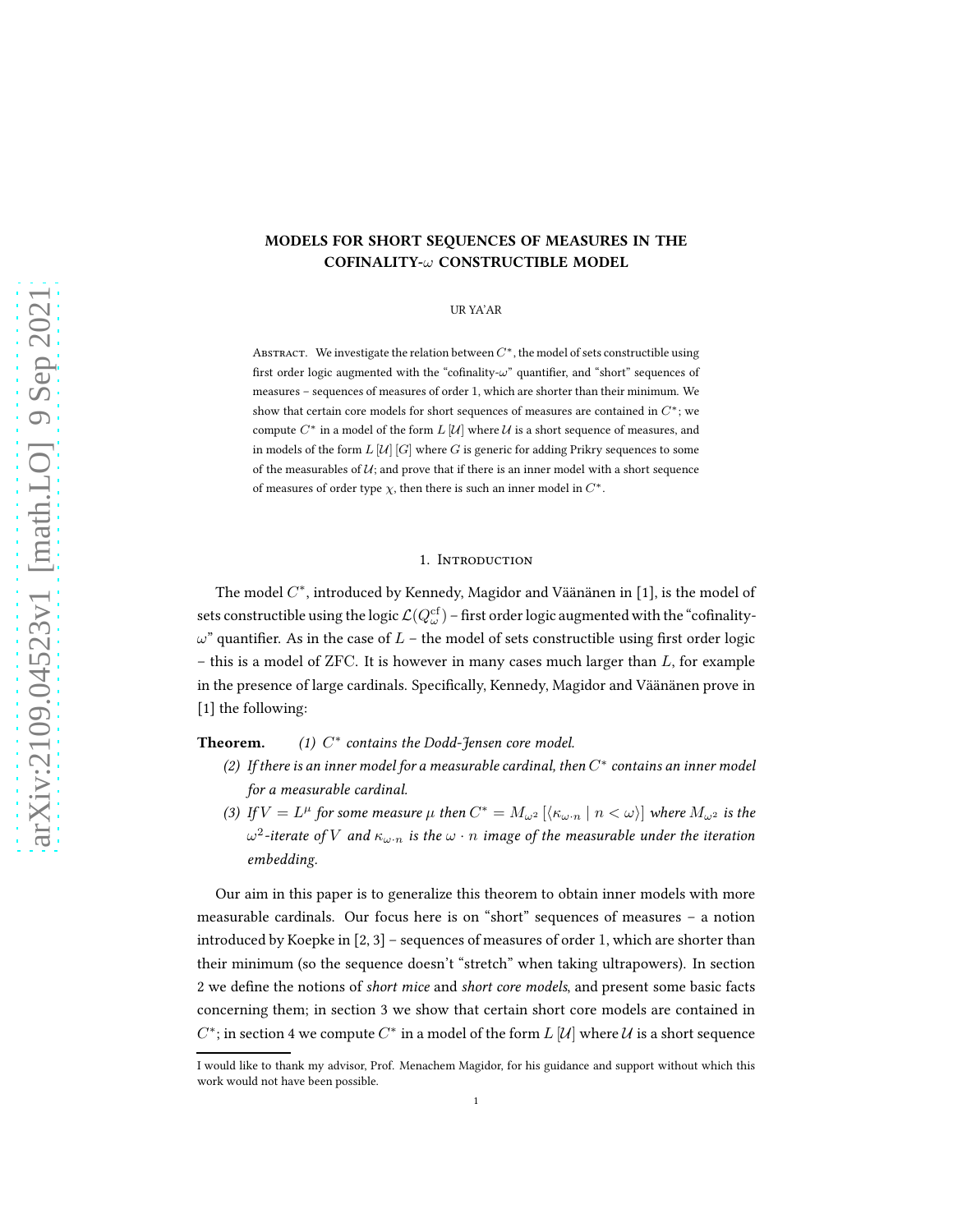# MODELS FOR SHORT SEQUENCES OF MEASURES IN THE COFINALITY-$\omega$ CONSTRUCTIBLE MODEL

UR YA'AR

Abstract. We investigate the relation between $C^*$, the model of sets constructible using first order logic augmented with the "cofinality-$\omega$" quantifier, and "short" sequences of measures – sequences of measures of order 1, which are shorter than their minimum. We show that certain core models for short sequences of measures are contained in $C^*$; we compute $C^*$ in a model of the form $L[\mathcal{U}]$ where $\mathcal{U}$ is a short sequence of measures, and in models of the form $L[\mathcal{U}][G]$ where $G$ is generic for adding Prikry sequences to some of the measurables of $\mathcal{U}$; and prove that if there is an inner model with a short sequence of measures of order type $\chi$, then there is such an inner model in $C^*$.

## 1. Introduction

The model $C^*$, introduced by Kennedy, Magidor and Väänänen in [1], is the model of sets constructible using the logic $\mathcal{L}(Q^{\mathrm{cf}}_{\omega})$ – first order logic augmented with the "cofinality-$\omega$" quantifier. As in the case of $L$ – the model of sets constructible using first order logic – this is a model of ZFC. It is however in many cases much larger than $L$, for example in the presence of large cardinals. Specifically, Kennedy, Magidor and Väänänen prove in [1] the following:

**Theorem.** *(1) $C^*$ contains the Dodd-Jensen core model.*

*(2) If there is an inner model for a measurable cardinal, then $C^*$ contains an inner model for a measurable cardinal.*

*(3) If $V = L^{\mu}$ for some measure $\mu$ then $C^* = M_{\omega^2}[\langle \kappa_{\omega\cdot n} \mid n < \omega \rangle]$ where $M_{\omega^2}$ is the $\omega^2$-iterate of $V$ and $\kappa_{\omega\cdot n}$ is the $\omega \cdot n$ image of the measurable under the iteration embedding.*

Our aim in this paper is to generalize this theorem to obtain inner models with more measurable cardinals. Our focus here is on "short" sequences of measures – a notion introduced by Koepke in [2, 3] – sequences of measures of order 1, which are shorter than their minimum (so the sequence doesn't "stretch" when taking ultrapowers). In section 2 we define the notions of *short mice* and *short core models*, and present some basic facts concerning them; in section 3 we show that certain short core models are contained in $C^*$; in section 4 we compute $C^*$ in a model of the form $L[\mathcal{U}]$ where $\mathcal{U}$ is a short sequence

I would like to thank my advisor, Prof. Menachem Magidor, for his guidance and support without which this work would not have been possible.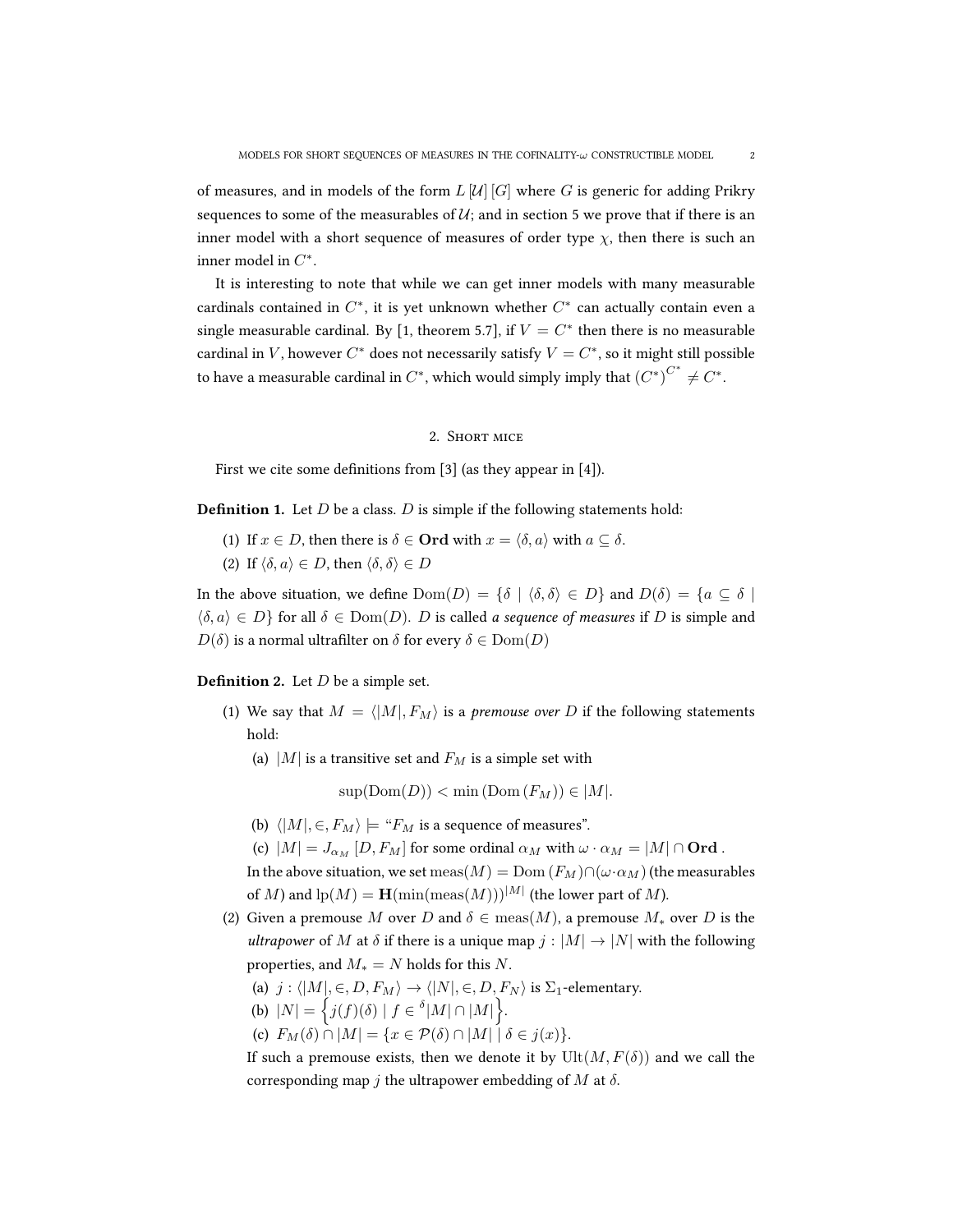of measures, and in models of the form $L[\mathcal{U}][G]$ where $G$ is generic for adding Prikry sequences to some of the measurables of $\mathcal{U}$; and in section 5 we prove that if there is an inner model with a short sequence of measures of order type $\chi$, then there is such an inner model in $C^*$.

It is interesting to note that while we can get inner models with many measurable cardinals contained in $C^*$, it is yet unknown whether $C^*$ can actually contain even a single measurable cardinal. By [1, theorem 5.7], if $V = C^*$ then there is no measurable cardinal in $V$, however $C^*$ does not necessarily satisfy $V = C^*$, so it might still possible to have a measurable cardinal in $C^*$, which would simply imply that $(C^*)^{C^*} \neq C^*$.

## 2. Short mice

First we cite some definitions from [3] (as they appear in [4]).

**Definition 1.** Let $D$ be a class. $D$ is simple if the following statements hold:

1. If $x \in D$, then there is $\delta \in \mathbf{Ord}$ with $x = \langle \delta, a \rangle$ with $a \subseteq \delta$.
2. If $\langle \delta, a \rangle \in D$, then $\langle \delta, \delta \rangle \in D$

In the above situation, we define $\mathrm{Dom}(D) = \{\delta \mid \langle \delta, \delta \rangle \in D\}$ and $D(\delta) = \{a \subseteq \delta \mid \langle \delta, a \rangle \in D\}$ for all $\delta \in \mathrm{Dom}(D)$. $D$ is called *a sequence of measures* if $D$ is simple and $D(\delta)$ is a normal ultrafilter on $\delta$ for every $\delta \in \mathrm{Dom}(D)$

**Definition 2.** Let $D$ be a simple set.

1. We say that $M = \langle |M|, F_M \rangle$ is a *premouse over* $D$ if the following statements hold:
   - (a) $|M|$ is a transitive set and $F_M$ is a simple set with
   $$\sup(\mathrm{Dom}(D)) < \min(\mathrm{Dom}(F_M)) \in |M|.$$
   - (b) $\langle |M|, \in, F_M \rangle \models$ "$F_M$ is a sequence of measures".
   - (c) $|M| = J_{\alpha_M}[D, F_M]$ for some ordinal $\alpha_M$ with $\omega \cdot \alpha_M = |M| \cap \mathbf{Ord}$.

   In the above situation, we set $\mathrm{meas}(M) = \mathrm{Dom}(F_M) \cap (\omega \cdot \alpha_M)$ (the measurables of $M$) and $\mathrm{lp}(M) = \mathbf{H}(\min(\mathrm{meas}(M)))^{|M|}$ (the lower part of $M$).
2. Given a premouse $M$ over $D$ and $\delta \in \mathrm{meas}(M)$, a premouse $M_*$ over $D$ is the *ultrapower* of $M$ at $\delta$ if there is a unique map $j : |M| \to |N|$ with the following properties, and $M_* = N$ holds for this $N$.
   - (a) $j : \langle |M|, \in, D, F_M \rangle \to \langle |N|, \in, D, F_N \rangle$ is $\Sigma_1$-elementary.
   - (b) $|N| = \left\{ j(f)(\delta) \mid f \in {}^{\delta}|M| \cap |M| \right\}$.
   - (c) $F_M(\delta) \cap |M| = \{x \in \mathcal{P}(\delta) \cap |M| \mid \delta \in j(x)\}$.

   If such a premouse exists, then we denote it by $\mathrm{Ult}(M, F(\delta))$ and we call the corresponding map $j$ the ultrapower embedding of $M$ at $\delta$.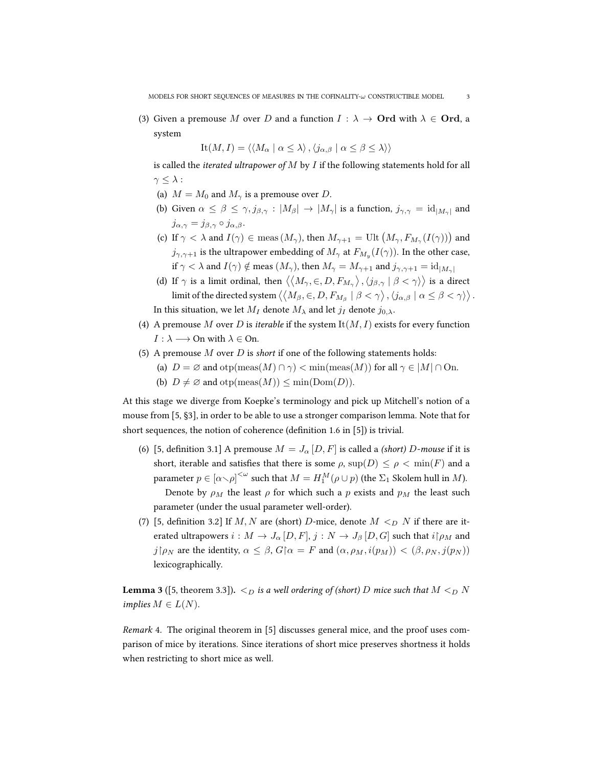(3) Given a premouse $M$ over $D$ and a function $I : \lambda \to \mathbf{Ord}$ with $\lambda \in \mathbf{Ord}$, a system

$$\mathrm{It}(M, I) = \langle \langle M_\alpha \mid \alpha \leq \lambda \rangle, \langle j_{\alpha,\beta} \mid \alpha \leq \beta \leq \lambda \rangle \rangle$$

is called the *iterated ultrapower of* $M$ by $I$ if the following statements hold for all $\gamma \leq \lambda$ :

   (a) $M = M_0$ and $M_\gamma$ is a premouse over $D$.

   (b) Given $\alpha \leq \beta \leq \gamma, j_{\beta,\gamma} : |M_\beta| \to |M_\gamma|$ is a function, $j_{\gamma,\gamma} = \mathrm{id}_{|M_\gamma|}$ and $j_{\alpha,\gamma} = j_{\beta,\gamma} \circ j_{\alpha,\beta}$.

   (c) If $\gamma < \lambda$ and $I(\gamma) \in \mathrm{meas}(M_\gamma)$, then $M_{\gamma+1} = \mathrm{Ult}\left(M_\gamma, F_{M_\gamma}(I(\gamma))\right)$ and $j_{\gamma,\gamma+1}$ is the ultrapower embedding of $M_\gamma$ at $F_{M_y}(I(\gamma))$. In the other case, if $\gamma < \lambda$ and $I(\gamma) \notin \mathrm{meas}\,(M_\gamma)$, then $M_\gamma = M_{\gamma+1}$ and $j_{\gamma,\gamma+1} = \mathrm{id}_{|M_\gamma|}$

   (d) If $\gamma$ is a limit ordinal, then $\left\langle \left\langle M_\gamma, \in, D, F_{M_\gamma} \right\rangle, \langle j_{\beta,\gamma} \mid \beta < \gamma \rangle \right\rangle$ is a direct limit of the directed system $\left\langle \left\langle M_\beta, \in, D, F_{M_\beta} \mid \beta < \gamma \right\rangle, \langle j_{\alpha,\beta} \mid \alpha \leq \beta < \gamma \rangle \right\rangle$.

   In this situation, we let $M_I$ denote $M_\lambda$ and let $j_I$ denote $j_{0,\lambda}$.

(4) A premouse $M$ over $D$ is *iterable* if the system $\mathrm{It}(M, I)$ exists for every function $I : \lambda \longrightarrow \mathrm{On}$ with $\lambda \in \mathrm{On}$.

(5) A premouse $M$ over $D$ is *short* if one of the following statements holds:

   (a) $D = \varnothing$ and $\mathrm{otp}(\mathrm{meas}(M) \cap \gamma) < \min(\mathrm{meas}(M))$ for all $\gamma \in |M| \cap \mathrm{On}$.

   (b) $D \neq \varnothing$ and $\mathrm{otp}(\mathrm{meas}(M)) \leq \min(\mathrm{Dom}(D))$.

At this stage we diverge from Koepke's terminology and pick up Mitchell's notion of a mouse from [5, §3], in order to be able to use a stronger comparison lemma. Note that for short sequences, the notion of coherence (definition 1.6 in [5]) is trivial.

(6) [5, definition 3.1] A premouse $M = J_\alpha[D, F]$ is called a *(short)* $D$*-mouse* if it is short, iterable and satisfies that there is some $\rho$, $\sup(D) \leq \rho < \min(F)$ and a parameter $p \in [\alpha \smallsetminus \rho]^{<\omega}$ such that $M = H_1^M(\rho \cup p)$ (the $\Sigma_1$ Skolem hull in $M$).

   Denote by $\rho_M$ the least $\rho$ for which such a $p$ exists and $p_M$ the least such parameter (under the usual parameter well-order).

(7) [5, definition 3.2] If $M, N$ are (short) $D$-mice, denote $M <_D N$ if there are iterated ultrapowers $i : M \to J_\alpha[D, F]$, $j : N \to J_\beta[D, G]$ such that $i \restriction \rho_M$ and $j \restriction \rho_N$ are the identity, $\alpha \leq \beta$, $G \restriction \alpha = F$ and $(\alpha, \rho_M, i(p_M)) < (\beta, \rho_N, j(p_N))$ lexicographically.

**Lemma 3** ([5, theorem 3.3])**.** *$<_D$ is a well ordering of (short) $D$ mice such that $M <_D N$ implies $M \in L(N)$.*

*Remark* 4. The original theorem in [5] discusses general mice, and the proof uses comparison of mice by iterations. Since iterations of short mice preserves shortness it holds when restricting to short mice as well.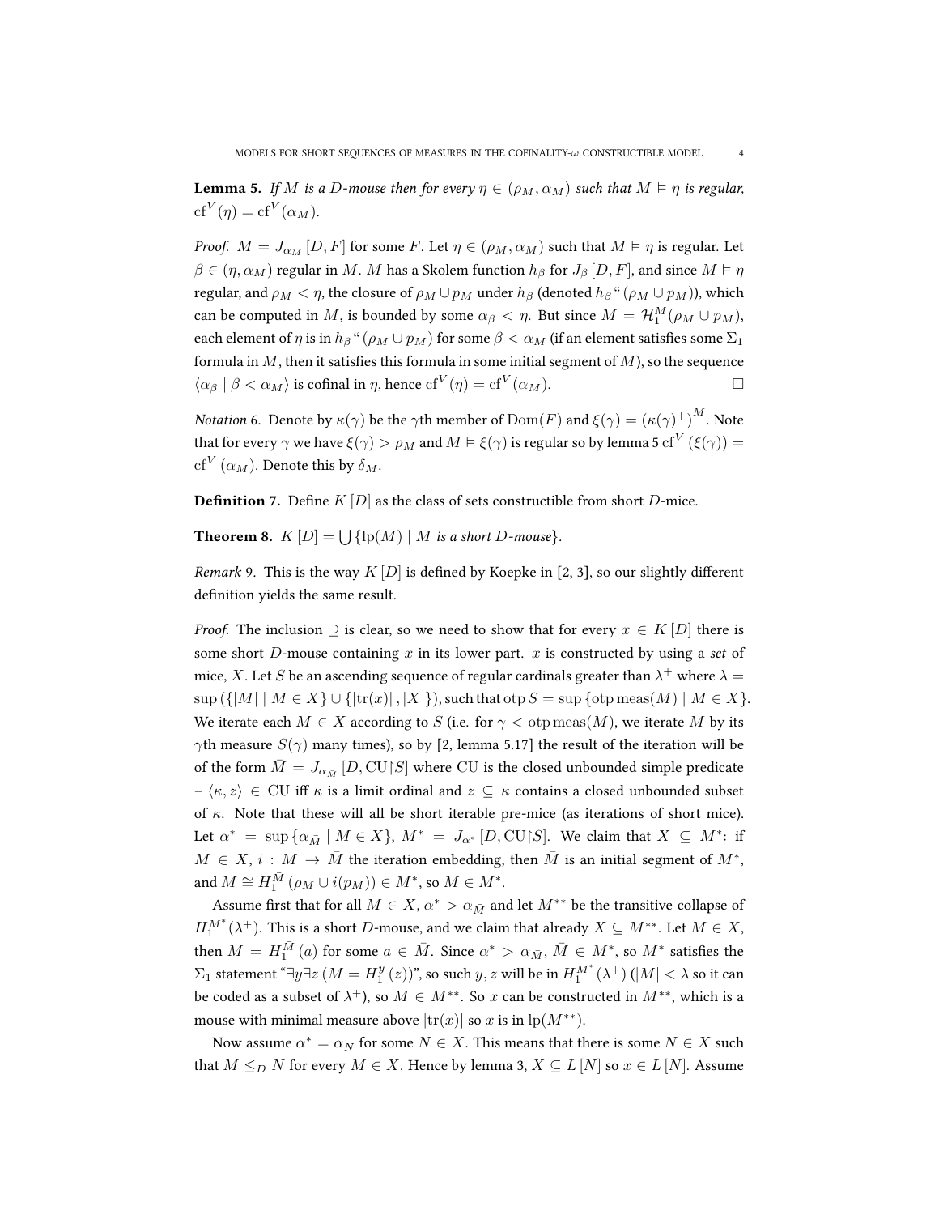**Lemma 5.** *If $M$ is a $D$-mouse then for every $\eta \in (\rho_M, \alpha_M)$ such that $M \vDash \eta$ is regular, $\mathrm{cf}^V(\eta) = \mathrm{cf}^V(\alpha_M)$.*

*Proof.* $M = J_{\alpha_M}[D, F]$ for some $F$. Let $\eta \in (\rho_M, \alpha_M)$ such that $M \vDash \eta$ is regular. Let $\beta \in (\eta, \alpha_M)$ regular in $M$. $M$ has a Skolem function $h_\beta$ for $J_\beta[D, F]$, and since $M \vDash \eta$ regular, and $\rho_M < \eta$, the closure of $\rho_M \cup p_M$ under $h_\beta$ (denoted $h_\beta``(\rho_M \cup p_M)$), which can be computed in $M$, is bounded by some $\alpha_\beta < \eta$. But since $M = \mathcal{H}_1^M(\rho_M \cup p_M)$, each element of $\eta$ is in $h_\beta``(\rho_M \cup p_M)$ for some $\beta < \alpha_M$ (if an element satisfies some $\Sigma_1$ formula in $M$, then it satisfies this formula in some initial segment of $M$), so the sequence $\langle \alpha_\beta \mid \beta < \alpha_M \rangle$ is cofinal in $\eta$, hence $\mathrm{cf}^V(\eta) = \mathrm{cf}^V(\alpha_M)$. ☐

*Notation* 6. Denote by $\kappa(\gamma)$ be the $\gamma$th member of $\mathrm{Dom}(F)$ and $\xi(\gamma) = (\kappa(\gamma)^+)^M$. Note that for every $\gamma$ we have $\xi(\gamma) > \rho_M$ and $M \vDash \xi(\gamma)$ is regular so by lemma 5 $\mathrm{cf}^V(\xi(\gamma)) = \mathrm{cf}^V(\alpha_M)$. Denote this by $\delta_M$.

**Definition 7.** Define $K[D]$ as the class of sets constructible from short $D$-mice.

**Theorem 8.** $K[D] = \bigcup \{\mathrm{lp}(M) \mid M \text{ is a short } D\text{-mouse}\}$.

*Remark* 9. This is the way $K[D]$ is defined by Koepke in [2, 3], so our slightly different definition yields the same result.

*Proof.* The inclusion $\supseteq$ is clear, so we need to show that for every $x \in K[D]$ there is some short $D$-mouse containing $x$ in its lower part. $x$ is constructed by using a *set* of mice, $X$. Let $S$ be an ascending sequence of regular cardinals greater than $\lambda^+$ where $\lambda = \sup(\{|M| \mid M \in X\} \cup \{|\mathrm{tr}(x)|, |X|\})$, such that $\mathrm{otp}\, S = \sup\{\mathrm{otp}\,\mathrm{meas}(M) \mid M \in X\}$. We iterate each $M \in X$ according to $S$ (i.e. for $\gamma < \mathrm{otp}\,\mathrm{meas}(M)$, we iterate $M$ by its $\gamma$th measure $S(\gamma)$ many times), so by [2, lemma 5.17] the result of the iteration will be of the form $\bar{M} = J_{\alpha_{\bar{M}}}[D, \mathrm{CU}\restriction S]$ where CU is the closed unbounded simple predicate – $\langle \kappa, z \rangle \in \mathrm{CU}$ iff $\kappa$ is a limit ordinal and $z \subseteq \kappa$ contains a closed unbounded subset of $\kappa$. Note that these will all be short iterable pre-mice (as iterations of short mice). Let $\alpha^* = \sup\{\alpha_{\bar{M}} \mid M \in X\}$, $M^* = J_{\alpha^*}[D, \mathrm{CU}\restriction S]$. We claim that $X \subseteq M^*$: if $M \in X$, $i : M \to \bar{M}$ the iteration embedding, then $\bar{M}$ is an initial segment of $M^*$, and $M \cong H_1^{\bar{M}}(\rho_M \cup i(p_M)) \in M^*$, so $M \in M^*$.

Assume first that for all $M \in X$, $\alpha^* > \alpha_{\bar{M}}$ and let $M^{**}$ be the transitive collapse of $H_1^{M^*}(\lambda^+)$. This is a short $D$-mouse, and we claim that already $X \subseteq M^{**}$. Let $M \in X$, then $M = H_1^{\bar{M}}(a)$ for some $a \in \bar{M}$. Since $\alpha^* > \alpha_{\bar{M}}$, $\bar{M} \in M^*$, so $M^*$ satisfies the $\Sigma_1$ statement "$\exists y \exists z\, (M = H_1^y(z))$", so such $y, z$ will be in $H_1^{M^*}(\lambda^+)$ ($|M| < \lambda$ so it can be coded as a subset of $\lambda^+$), so $M \in M^{**}$. So $x$ can be constructed in $M^{**}$, which is a mouse with minimal measure above $|\mathrm{tr}(x)|$ so $x$ is in $\mathrm{lp}(M^{**})$.

Now assume $\alpha^* = \alpha_{\bar{N}}$ for some $N \in X$. This means that there is some $N \in X$ such that $M \leq_D N$ for every $M \in X$. Hence by lemma 3, $X \subseteq L[N]$ so $x \in L[N]$. Assume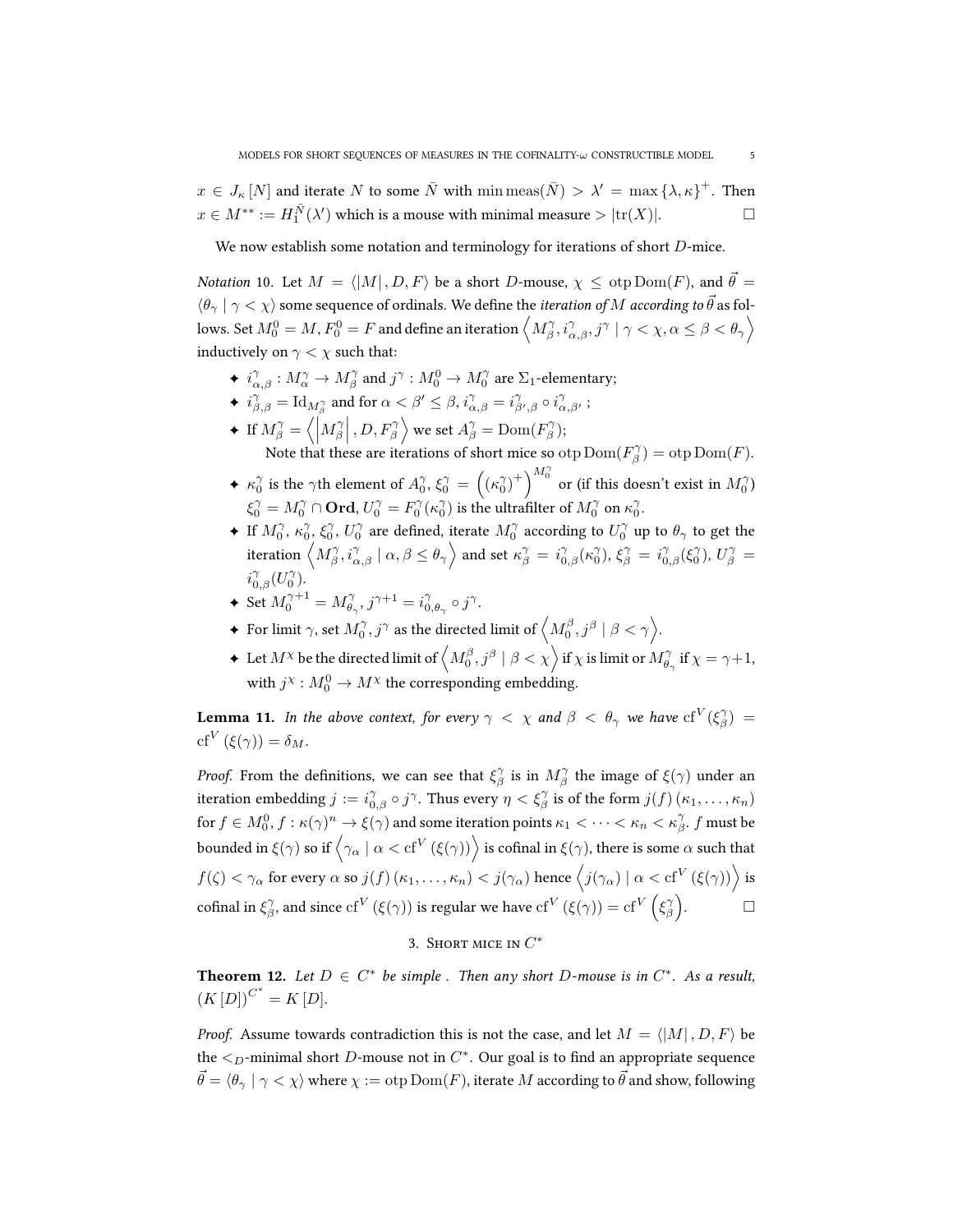$x \in J_\kappa[N]$ and iterate $N$ to some $\bar{N}$ with $\min\text{meas}(\bar{N}) > \lambda' = \max\{\lambda, \kappa\}^+$. Then $x \in M^{**} := H_1^{\bar{N}}(\lambda')$ which is a mouse with minimal measure $> |\text{tr}(X)|$. $\square$

We now establish some notation and terminology for iterations of short $D$-mice.

*Notation* 10. Let $M = \langle |M|, D, F\rangle$ be a short $D$-mouse, $\chi \leq \text{otp}\,\text{Dom}(F)$, and $\vec{\theta} = \langle \theta_\gamma \mid \gamma < \chi\rangle$ some sequence of ordinals. We define the *iteration of $M$ according to $\vec{\theta}$* as follows. Set $M_0^0 = M$, $F_0^0 = F$ and define an iteration $\left\langle M_\beta^\gamma, i_{\alpha,\beta}^\gamma, j^\gamma \mid \gamma < \chi, \alpha \leq \beta < \theta_\gamma\right\rangle$ inductively on $\gamma < \chi$ such that:

- $i_{\alpha,\beta}^\gamma : M_\alpha^\gamma \to M_\beta^\gamma$ and $j^\gamma : M_0^0 \to M_0^\gamma$ are $\Sigma_1$-elementary;
- $i_{\beta,\beta}^\gamma = \text{Id}_{M_\beta^\gamma}$ and for $\alpha < \beta' \leq \beta$, $i_{\alpha,\beta}^\gamma = i_{\beta',\beta}^\gamma \circ i_{\alpha,\beta'}^\gamma$ ;
- If $M_\beta^\gamma = \left\langle \left|M_\beta^\gamma\right|, D, F_\beta^\gamma\right\rangle$ we set $A_\beta^\gamma = \text{Dom}(F_\beta^\gamma)$;
  Note that these are iterations of short mice so $\text{otp}\,\text{Dom}(F_\beta^\gamma) = \text{otp}\,\text{Dom}(F)$.
- $\kappa_0^\gamma$ is the $\gamma$th element of $A_0^\gamma$, $\xi_0^\gamma = \left((\kappa_0^\gamma)^+\right)^{M_0^\gamma}$ or (if this doesn't exist in $M_0^\gamma$) $\xi_0^\gamma = M_0^\gamma \cap \mathbf{Ord}$, $U_0^\gamma = F_0^\gamma(\kappa_0^\gamma)$ is the ultrafilter of $M_0^\gamma$ on $\kappa_0^\gamma$.
- If $M_0^\gamma$, $\kappa_0^\gamma$, $\xi_0^\gamma$, $U_0^\gamma$ are defined, iterate $M_0^\gamma$ according to $U_0^\gamma$ up to $\theta_\gamma$ to get the iteration $\left\langle M_\beta^\gamma, i_{\alpha,\beta}^\gamma \mid \alpha, \beta \leq \theta_\gamma\right\rangle$ and set $\kappa_\beta^\gamma = i_{0,\beta}^\gamma(\kappa_0^\gamma)$, $\xi_\beta^\gamma = i_{0,\beta}^\gamma(\xi_0^\gamma)$, $U_\beta^\gamma = i_{0,\beta}^\gamma(U_0^\gamma)$.
- Set $M_0^{\gamma+1} = M_{\theta_\gamma}^\gamma$, $j^{\gamma+1} = i_{0,\theta_\gamma}^\gamma \circ j^\gamma$.
- For limit $\gamma$, set $M_0^\gamma, j^\gamma$ as the directed limit of $\left\langle M_0^\beta, j^\beta \mid \beta < \gamma\right\rangle$.
- Let $M^\chi$ be the directed limit of $\left\langle M_0^\beta, j^\beta \mid \beta < \chi\right\rangle$ if $\chi$ is limit or $M_{\theta_\gamma}^\gamma$ if $\chi = \gamma+1$, with $j^\chi : M_0^0 \to M^\chi$ the corresponding embedding.

**Lemma 11.** *In the above context, for every $\gamma < \chi$ and $\beta < \theta_\gamma$ we have $\text{cf}^V(\xi_\beta^\gamma) = \text{cf}^V(\xi(\gamma)) = \delta_M$.*

*Proof.* From the definitions, we can see that $\xi_\beta^\gamma$ is in $M_\beta^\gamma$ the image of $\xi(\gamma)$ under an iteration embedding $j := i_{0,\beta}^\gamma \circ j^\gamma$. Thus every $\eta < \xi_\beta^\gamma$ is of the form $j(f)(\kappa_1, \ldots, \kappa_n)$ for $f \in M_0^0$, $f : \kappa(\gamma)^n \to \xi(\gamma)$ and some iteration points $\kappa_1 < \cdots < \kappa_n < \kappa_\beta^\gamma$. $f$ must be bounded in $\xi(\gamma)$ so if $\left\langle \gamma_\alpha \mid \alpha < \text{cf}^V(\xi(\gamma))\right\rangle$ is cofinal in $\xi(\gamma)$, there is some $\alpha$ such that $f(\zeta) < \gamma_\alpha$ for every $\alpha$ so $j(f)(\kappa_1, \ldots, \kappa_n) < j(\gamma_\alpha)$ hence $\left\langle j(\gamma_\alpha) \mid \alpha < \text{cf}^V(\xi(\gamma))\right\rangle$ is cofinal in $\xi_\beta^\gamma$, and since $\text{cf}^V(\xi(\gamma))$ is regular we have $\text{cf}^V(\xi(\gamma)) = \text{cf}^V\left(\xi_\beta^\gamma\right)$. $\square$

## 3. Short mice in $C^*$

**Theorem 12.** *Let $D \in C^*$ be simple . Then any short $D$-mouse is in $C^*$. As a result, $(K[D])^{C^*} = K[D]$.*

*Proof.* Assume towards contradiction this is not the case, and let $M = \langle |M|, D, F\rangle$ be the $<_D$-minimal short $D$-mouse not in $C^*$. Our goal is to find an appropriate sequence $\vec{\theta} = \langle \theta_\gamma \mid \gamma < \chi\rangle$ where $\chi := \text{otp}\,\text{Dom}(F)$, iterate $M$ according to $\vec{\theta}$ and show, following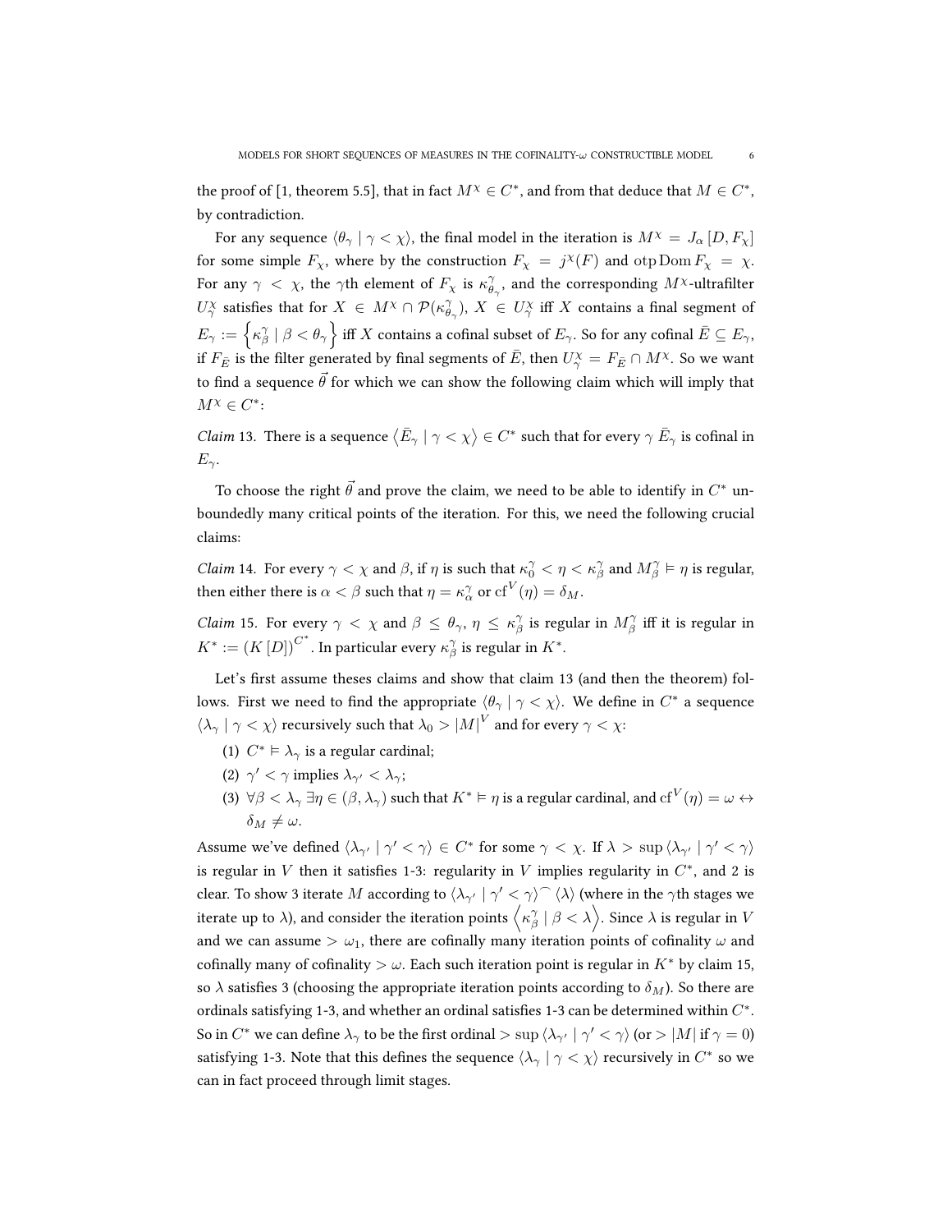the proof of [1, theorem 5.5], that in fact $M^\chi \in C^*$, and from that deduce that $M \in C^*$, by contradiction.

For any sequence $\langle \theta_\gamma \mid \gamma < \chi \rangle$, the final model in the iteration is $M^\chi = J_\alpha [D, F_\chi]$ for some simple $F_\chi$, where by the construction $F_\chi = j^\chi(F)$ and $\operatorname{otp} \operatorname{Dom} F_\chi = \chi$. For any $\gamma < \chi$, the $\gamma$th element of $F_\chi$ is $\kappa^\gamma_{\theta_\gamma}$, and the corresponding $M^\chi$-ultrafilter $U^\chi_\gamma$ satisfies that for $X \in M^\chi \cap \mathcal{P}(\kappa^\gamma_{\theta_\gamma})$, $X \in U^\chi_\gamma$ iff $X$ contains a final segment of $E_\gamma := \left\{ \kappa^\gamma_\beta \mid \beta < \theta_\gamma \right\}$ iff $X$ contains a cofinal subset of $E_\gamma$. So for any cofinal $\bar{E} \subseteq E_\gamma$, if $F_{\bar{E}}$ is the filter generated by final segments of $\bar{E}$, then $U^\chi_\gamma = F_{\bar{E}} \cap M^\chi$. So we want to find a sequence $\vec{\theta}$ for which we can show the following claim which will imply that $M^\chi \in C^*$:

*Claim* 13. There is a sequence $\left\langle \bar{E}_\gamma \mid \gamma < \chi \right\rangle \in C^*$ such that for every $\gamma$ $\bar{E}_\gamma$ is cofinal in $E_\gamma$.

To choose the right $\vec{\theta}$ and prove the claim, we need to be able to identify in $C^*$ unboundedly many critical points of the iteration. For this, we need the following crucial claims:

*Claim* 14. For every $\gamma < \chi$ and $\beta$, if $\eta$ is such that $\kappa^\gamma_0 < \eta < \kappa^\gamma_\beta$ and $M^\gamma_\beta \vDash \eta$ is regular, then either there is $\alpha < \beta$ such that $\eta = \kappa^\gamma_\alpha$ or $\operatorname{cf}^V(\eta) = \delta_M$.

*Claim* 15. For every $\gamma < \chi$ and $\beta \leq \theta_\gamma$, $\eta \leq \kappa^\gamma_\beta$ is regular in $M^\gamma_\beta$ iff it is regular in $K^* := (K[D])^{C^*}$. In particular every $\kappa^\gamma_\beta$ is regular in $K^*$.

Let's first assume theses claims and show that claim 13 (and then the theorem) follows. First we need to find the appropriate $\langle \theta_\gamma \mid \gamma < \chi \rangle$. We define in $C^*$ a sequence $\langle \lambda_\gamma \mid \gamma < \chi \rangle$ recursively such that $\lambda_0 > |M|^V$ and for every $\gamma < \chi$:

1. $C^* \vDash \lambda_\gamma$ is a regular cardinal;
2. $\gamma' < \gamma$ implies $\lambda_{\gamma'} < \lambda_\gamma$;
3. $\forall \beta < \lambda_\gamma \, \exists \eta \in (\beta, \lambda_\gamma)$ such that $K^* \vDash \eta$ is a regular cardinal, and $\operatorname{cf}^V(\eta) = \omega \leftrightarrow \delta_M \neq \omega$.

Assume we've defined $\langle \lambda_{\gamma'} \mid \gamma' < \gamma \rangle \in C^*$ for some $\gamma < \chi$. If $\lambda > \sup \langle \lambda_{\gamma'} \mid \gamma' < \gamma \rangle$ is regular in $V$ then it satisfies 1-3: regularity in $V$ implies regularity in $C^*$, and 2 is clear. To show 3 iterate $M$ according to $\langle \lambda_{\gamma'} \mid \gamma' < \gamma \rangle^\frown \langle \lambda \rangle$ (where in the $\gamma$th stages we iterate up to $\lambda$), and consider the iteration points $\left\langle \kappa^\gamma_\beta \mid \beta < \lambda \right\rangle$. Since $\lambda$ is regular in $V$ and we can assume $> \omega_1$, there are cofinally many iteration points of cofinality $\omega$ and cofinally many of cofinality $> \omega$. Each such iteration point is regular in $K^*$ by claim 15, so $\lambda$ satisfies 3 (choosing the appropriate iteration points according to $\delta_M$). So there are ordinals satisfying 1-3, and whether an ordinal satisfies 1-3 can be determined within $C^*$. So in $C^*$ we can define $\lambda_\gamma$ to be the first ordinal $> \sup \langle \lambda_{\gamma'} \mid \gamma' < \gamma \rangle$ (or $> |M|$ if $\gamma = 0$) satisfying 1-3. Note that this defines the sequence $\langle \lambda_\gamma \mid \gamma < \chi \rangle$ recursively in $C^*$ so we can in fact proceed through limit stages.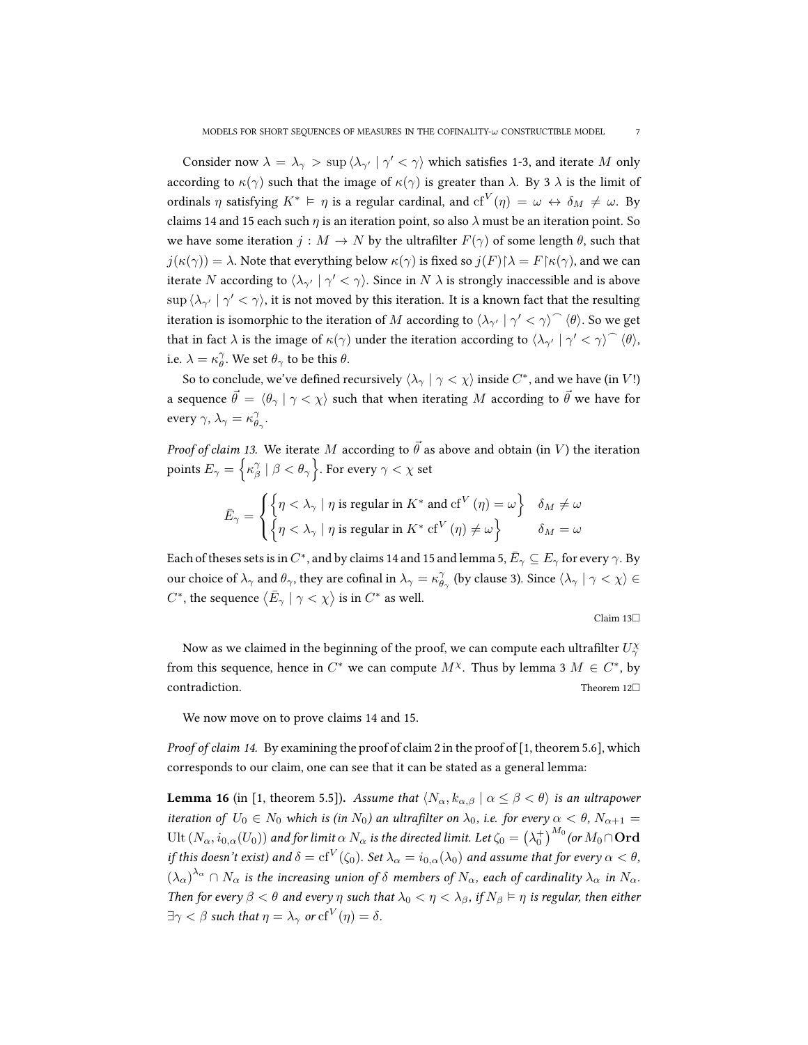Consider now $\lambda = \lambda_\gamma > \sup \langle \lambda_{\gamma'} \mid \gamma' < \gamma \rangle$ which satisfies 1-3, and iterate $M$ only according to $\kappa(\gamma)$ such that the image of $\kappa(\gamma)$ is greater than $\lambda$. By 3 $\lambda$ is the limit of ordinals $\eta$ satisfying $K^* \vDash \eta$ is a regular cardinal, and $\mathrm{cf}^V(\eta) = \omega \leftrightarrow \delta_M \neq \omega$. By claims 14 and 15 each such $\eta$ is an iteration point, so also $\lambda$ must be an iteration point. So we have some iteration $j : M \to N$ by the ultrafilter $F(\gamma)$ of some length $\theta$, such that $j(\kappa(\gamma)) = \lambda$. Note that everything below $\kappa(\gamma)$ is fixed so $j(F)\restriction\lambda = F\restriction\kappa(\gamma)$, and we can iterate $N$ according to $\langle \lambda_{\gamma'} \mid \gamma' < \gamma \rangle$. Since in $N$ $\lambda$ is strongly inaccessible and is above $\sup \langle \lambda_{\gamma'} \mid \gamma' < \gamma \rangle$, it is not moved by this iteration. It is a known fact that the resulting iteration is isomorphic to the iteration of $M$ according to $\langle \lambda_{\gamma'} \mid \gamma' < \gamma \rangle^\frown \langle \theta \rangle$. So we get that in fact $\lambda$ is the image of $\kappa(\gamma)$ under the iteration according to $\langle \lambda_{\gamma'} \mid \gamma' < \gamma \rangle^\frown \langle \theta \rangle$, i.e. $\lambda = \kappa^\gamma_\theta$. We set $\theta_\gamma$ to be this $\theta$.

So to conclude, we've defined recursively $\langle \lambda_\gamma \mid \gamma < \chi \rangle$ inside $C^*$, and we have (in $V$!) a sequence $\vec{\theta} = \langle \theta_\gamma \mid \gamma < \chi \rangle$ such that when iterating $M$ according to $\vec{\theta}$ we have for every $\gamma$, $\lambda_\gamma = \kappa^\gamma_{\theta_\gamma}$.

*Proof of claim 13.* We iterate $M$ according to $\vec{\theta}$ as above and obtain (in $V$) the iteration points $E_\gamma = \left\{ \kappa^\gamma_\beta \mid \beta < \theta_\gamma \right\}$. For every $\gamma < \chi$ set

$$\bar{E}_\gamma = \begin{cases} \left\{ \eta < \lambda_\gamma \mid \eta \text{ is regular in } K^* \text{ and } \mathrm{cf}^V(\eta) = \omega \right\} & \delta_M \neq \omega \\ \left\{ \eta < \lambda_\gamma \mid \eta \text{ is regular in } K^* \ \mathrm{cf}^V(\eta) \neq \omega \right\} & \delta_M = \omega \end{cases}$$

Each of theses sets is in $C^*$, and by claims 14 and 15 and lemma 5, $\bar{E}_\gamma \subseteq E_\gamma$ for every $\gamma$. By our choice of $\lambda_\gamma$ and $\theta_\gamma$, they are cofinal in $\lambda_\gamma = \kappa^\gamma_{\theta_\gamma}$ (by clause 3). Since $\langle \lambda_\gamma \mid \gamma < \chi \rangle \in C^*$, the sequence $\langle \bar{E}_\gamma \mid \gamma < \chi \rangle$ is in $C^*$ as well.

Claim 13□

Now as we claimed in the beginning of the proof, we can compute each ultrafilter $U^\chi_\gamma$ from this sequence, hence in $C^*$ we can compute $M^\chi$. Thus by lemma 3 $M \in C^*$, by contradiction. Theorem 12□

We now move on to prove claims 14 and 15.

*Proof of claim 14.* By examining the proof of claim 2 in the proof of [1, theorem 5.6], which corresponds to our claim, one can see that it can be stated as a general lemma:

**Lemma 16** (in [1, theorem 5.5])**.** *Assume that $\langle N_\alpha, k_{\alpha,\beta} \mid \alpha \leq \beta < \theta \rangle$ is an ultrapower iteration of $U_0 \in N_0$ which is (in $N_0$) an ultrafilter on $\lambda_0$, i.e. for every $\alpha < \theta$, $N_{\alpha+1} = \mathrm{Ult}\,(N_\alpha, i_{0,\alpha}(U_0))$ and for limit $\alpha$ $N_\alpha$ is the directed limit. Let $\zeta_0 = \left(\lambda_0^+\right)^{M_0}$ (or $M_0 \cap \mathbf{Ord}$ if this doesn't exist) and $\delta = \mathrm{cf}^V(\zeta_0)$. Set $\lambda_\alpha = i_{0,\alpha}(\lambda_0)$ and assume that for every $\alpha < \theta$, $(\lambda_\alpha)^{\lambda_\alpha} \cap N_\alpha$ is the increasing union of $\delta$ members of $N_\alpha$, each of cardinality $\lambda_\alpha$ in $N_\alpha$. Then for every $\beta < \theta$ and every $\eta$ such that $\lambda_0 < \eta < \lambda_\beta$, if $N_\beta \vDash \eta$ is regular, then either $\exists \gamma < \beta$ such that $\eta = \lambda_\gamma$ or $\mathrm{cf}^V(\eta) = \delta$.*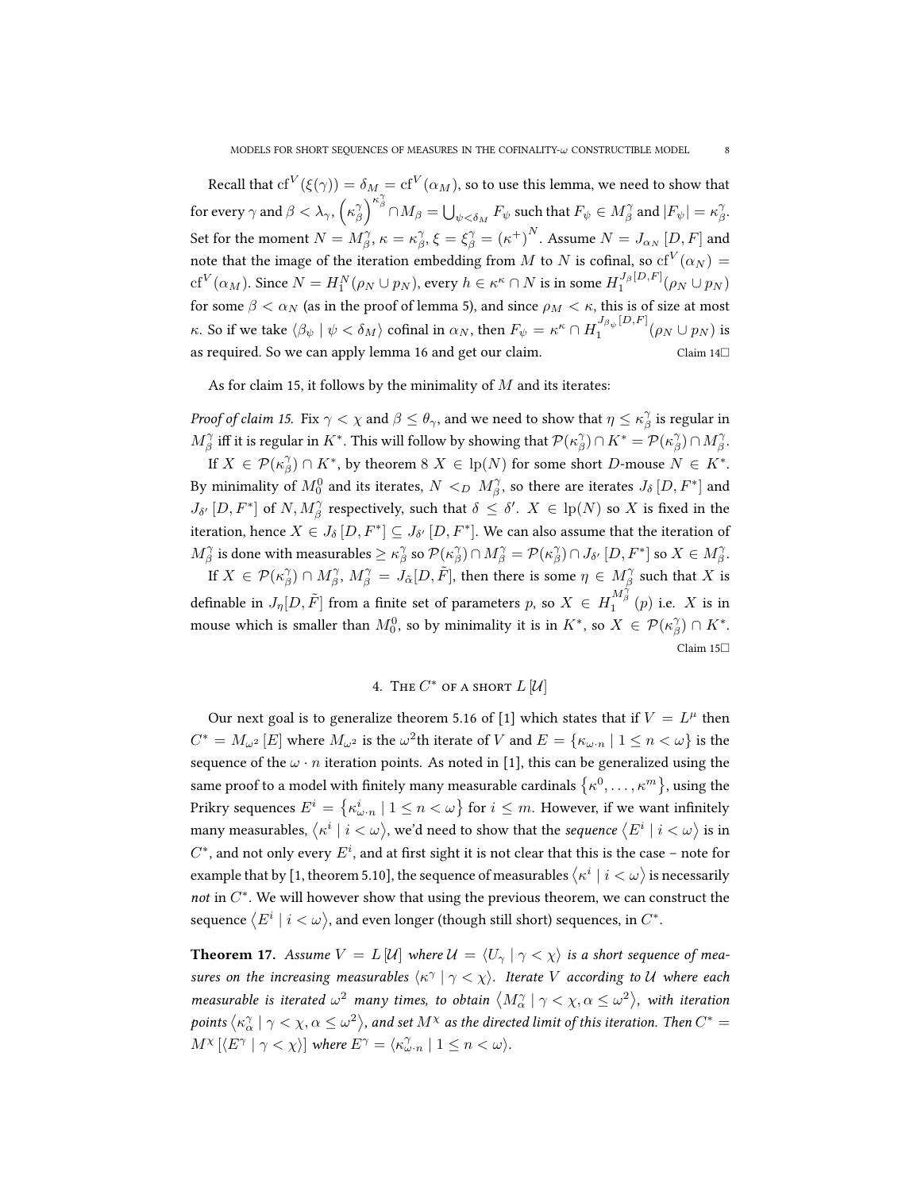Recall that $\mathrm{cf}^V(\xi(\gamma)) = \delta_M = \mathrm{cf}^V(\alpha_M)$, so to use this lemma, we need to show that for every $\gamma$ and $\beta < \lambda_\gamma$, $\left(\kappa^\gamma_\beta\right)^{\kappa^\gamma_\beta} \cap M_\beta = \bigcup_{\psi<\delta_M} F_\psi$ such that $F_\psi \in M^\gamma_\beta$ and $|F_\psi| = \kappa^\gamma_\beta$. Set for the moment $N = M^\gamma_\beta$, $\kappa = \kappa^\gamma_\beta$, $\xi = \xi^\gamma_\beta = (\kappa^+)^N$. Assume $N = J_{\alpha_N}[D, F]$ and note that the image of the iteration embedding from $M$ to $N$ is cofinal, so $\mathrm{cf}^V(\alpha_N) = \mathrm{cf}^V(\alpha_M)$. Since $N = H^N_1(\rho_N \cup p_N)$, every $h \in \kappa^\kappa \cap N$ is in some $H^{J_\beta[D,F]}_1(\rho_N \cup p_N)$ for some $\beta < \alpha_N$ (as in the proof of lemma 5), and since $\rho_M < \kappa$, this is of size at most $\kappa$. So if we take $\langle \beta_\psi \mid \psi < \delta_M \rangle$ cofinal in $\alpha_N$, then $F_\psi = \kappa^\kappa \cap H^{J_{\beta_\psi}[D,F]}_1(\rho_N \cup p_N)$ is as required. So we can apply lemma 16 and get our claim. Claim 14□

As for claim 15, it follows by the minimality of $M$ and its iterates:

*Proof of claim 15.* Fix $\gamma < \chi$ and $\beta \le \theta_\gamma$, and we need to show that $\eta \le \kappa^\gamma_\beta$ is regular in $M^\gamma_\beta$ iff it is regular in $K^*$. This will follow by showing that $\mathcal{P}(\kappa^\gamma_\beta) \cap K^* = \mathcal{P}(\kappa^\gamma_\beta) \cap M^\gamma_\beta$.

If $X \in \mathcal{P}(\kappa^\gamma_\beta) \cap K^*$, by theorem 8 $X \in \mathrm{lp}(N)$ for some short $D$-mouse $N \in K^*$. By minimality of $M^0_0$ and its iterates, $N <_D M^\gamma_\beta$, so there are iterates $J_\delta[D, F^*]$ and $J_{\delta'}[D, F^*]$ of $N, M^\gamma_\beta$ respectively, such that $\delta \le \delta'$. $X \in \mathrm{lp}(N)$ so $X$ is fixed in the iteration, hence $X \in J_\delta[D, F^*] \subseteq J_{\delta'}[D, F^*]$. We can also assume that the iteration of $M^\gamma_\beta$ is done with measurables $\ge \kappa^\gamma_\beta$ so $\mathcal{P}(\kappa^\gamma_\beta) \cap M^\gamma_\beta = \mathcal{P}(\kappa^\gamma_\beta) \cap J_{\delta'}[D, F^*]$ so $X \in M^\gamma_\beta$.

If $X \in \mathcal{P}(\kappa^\gamma_\beta) \cap M^\gamma_\beta$, $M^\gamma_\beta = J_{\tilde{\alpha}}[D, \tilde{F}]$, then there is some $\eta \in M^\gamma_\beta$ such that $X$ is definable in $J_\eta[D, \tilde{F}]$ from a finite set of parameters $p$, so $X \in H^{M^\gamma_\beta}_1(p)$ i.e. $X$ is in mouse which is smaller than $M^0_0$, so by minimality it is in $K^*$, so $X \in \mathcal{P}(\kappa^\gamma_\beta) \cap K^*$. Claim 15□

## 4. The $C^*$ of a short $L[\mathcal{U}]$

Our next goal is to generalize theorem 5.16 of [1] which states that if $V = L^\mu$ then $C^* = M_{\omega^2}[E]$ where $M_{\omega^2}$ is the $\omega^2$th iterate of $V$ and $E = \{\kappa_{\omega\cdot n} \mid 1 \le n < \omega\}$ is the sequence of the $\omega \cdot n$ iteration points. As noted in [1], this can be generalized using the same proof to a model with finitely many measurable cardinals $\{\kappa^0, \dots, \kappa^m\}$, using the Prikry sequences $E^i = \{\kappa^i_{\omega\cdot n} \mid 1 \le n < \omega\}$ for $i \le m$. However, if we want infinitely many measurables, $\langle \kappa^i \mid i < \omega \rangle$, we'd need to show that the *sequence* $\langle E^i \mid i < \omega \rangle$ is in $C^*$, and not only every $E^i$, and at first sight it is not clear that this is the case – note for example that by [1, theorem 5.10], the sequence of measurables $\langle \kappa^i \mid i < \omega \rangle$ is necessarily *not* in $C^*$. We will however show that using the previous theorem, we can construct the sequence $\langle E^i \mid i < \omega \rangle$, and even longer (though still short) sequences, in $C^*$.

**Theorem 17.** *Assume $V = L[\mathcal{U}]$ where $\mathcal{U} = \langle U_\gamma \mid \gamma < \chi \rangle$ is a short sequence of measures on the increasing measurables $\langle \kappa^\gamma \mid \gamma < \chi \rangle$. Iterate $V$ according to $\mathcal{U}$ where each measurable is iterated $\omega^2$ many times, to obtain $\langle M^\gamma_\alpha \mid \gamma < \chi, \alpha \le \omega^2 \rangle$, with iteration points $\langle \kappa^\gamma_\alpha \mid \gamma < \chi, \alpha \le \omega^2 \rangle$, and set $M^\chi$ as the directed limit of this iteration. Then $C^* = M^\chi[\langle E^\gamma \mid \gamma < \chi \rangle]$ where $E^\gamma = \langle \kappa^\gamma_{\omega\cdot n} \mid 1 \le n < \omega \rangle$.*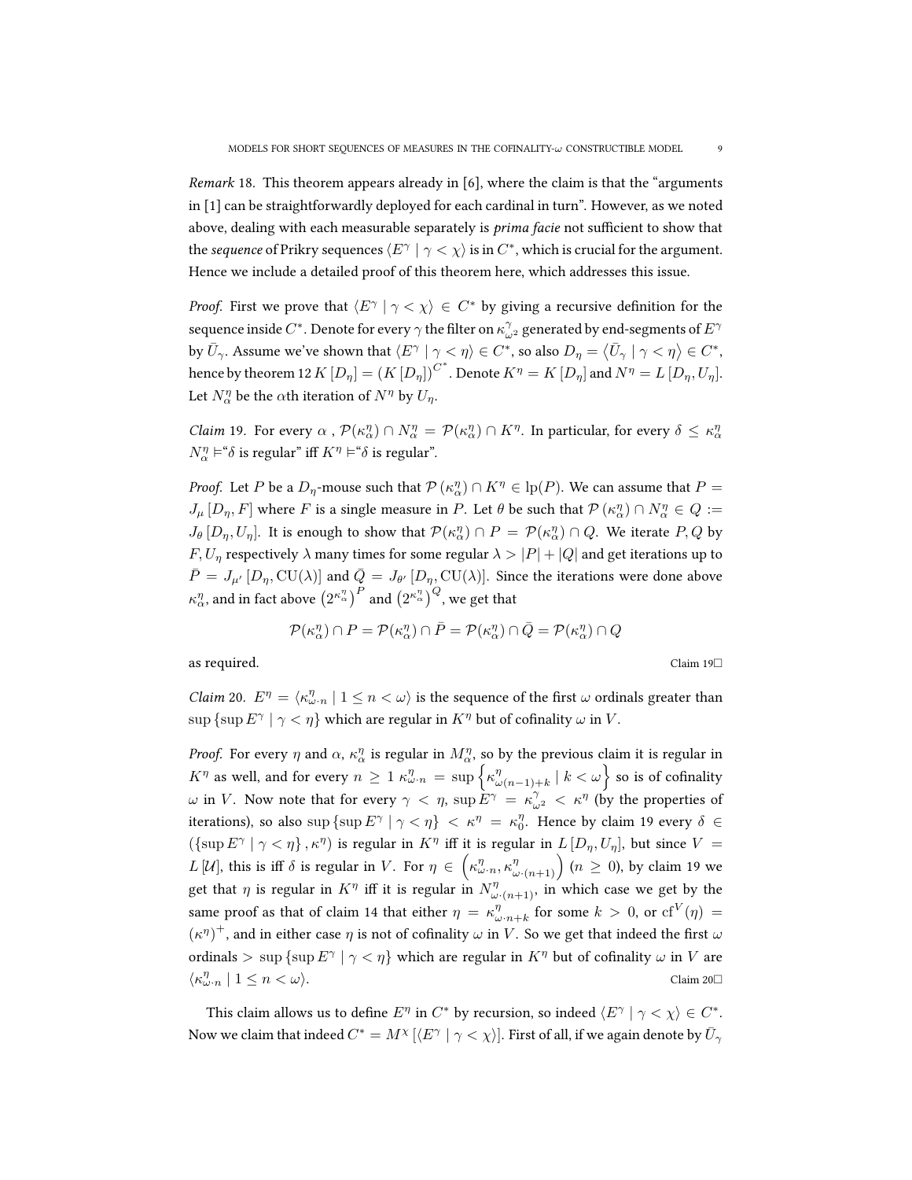*Remark* 18. This theorem appears already in [6], where the claim is that the "arguments in [1] can be straightforwardly deployed for each cardinal in turn". However, as we noted above, dealing with each measurable separately is *prima facie* not sufficient to show that the *sequence* of Prikry sequences $\langle E^\gamma \mid \gamma < \chi \rangle$ is in $C^*$, which is crucial for the argument. Hence we include a detailed proof of this theorem here, which addresses this issue.

*Proof.* First we prove that $\langle E^\gamma \mid \gamma < \chi \rangle \in C^*$ by giving a recursive definition for the sequence inside $C^*$. Denote for every $\gamma$ the filter on $\kappa^\gamma_{\omega^2}$ generated by end-segments of $E^\gamma$ by $\bar{U}_\gamma$. Assume we've shown that $\langle E^\gamma \mid \gamma < \eta \rangle \in C^*$, so also $D_\eta = \langle \bar{U}_\gamma \mid \gamma < \eta \rangle \in C^*$, hence by theorem 12 $K[D_\eta] = (K[D_\eta])^{C^*}$. Denote $K^\eta = K[D_\eta]$ and $N^\eta = L[D_\eta, U_\eta]$. Let $N^\eta_\alpha$ be the $\alpha$th iteration of $N^\eta$ by $U_\eta$.

*Claim* 19. For every $\alpha$, $\mathcal{P}(\kappa^\eta_\alpha) \cap N^\eta_\alpha = \mathcal{P}(\kappa^\eta_\alpha) \cap K^\eta$. In particular, for every $\delta \leq \kappa^\eta_\alpha$ $N^\eta_\alpha \vDash$"$\delta$ is regular" iff $K^\eta \vDash$"$\delta$ is regular".

*Proof.* Let $P$ be a $D_\eta$-mouse such that $\mathcal{P}(\kappa^\eta_\alpha) \cap K^\eta \in \operatorname{lp}(P)$. We can assume that $P = J_\mu[D_\eta, F]$ where $F$ is a single measure in $P$. Let $\theta$ be such that $\mathcal{P}(\kappa^\eta_\alpha) \cap N^\eta_\alpha \in Q := J_\theta[D_\eta, U_\eta]$. It is enough to show that $\mathcal{P}(\kappa^\eta_\alpha) \cap P = \mathcal{P}(\kappa^\eta_\alpha) \cap Q$. We iterate $P, Q$ by $F, U_\eta$ respectively $\lambda$ many times for some regular $\lambda > |P| + |Q|$ and get iterations up to $\bar{P} = J_{\mu'}[D_\eta, \mathrm{CU}(\lambda)]$ and $\bar{Q} = J_{\theta'}[D_\eta, \mathrm{CU}(\lambda)]$. Since the iterations were done above $\kappa^\eta_\alpha$, and in fact above $\left(2^{\kappa^\eta_\alpha}\right)^P$ and $\left(2^{\kappa^\eta_\alpha}\right)^Q$, we get that

$$\mathcal{P}(\kappa^\eta_\alpha) \cap P = \mathcal{P}(\kappa^\eta_\alpha) \cap \bar{P} = \mathcal{P}(\kappa^\eta_\alpha) \cap \bar{Q} = \mathcal{P}(\kappa^\eta_\alpha) \cap Q$$

as required. Claim 19□

*Claim* 20. $E^\eta = \langle \kappa^\eta_{\omega \cdot n} \mid 1 \leq n < \omega \rangle$ is the sequence of the first $\omega$ ordinals greater than $\sup \{\sup E^\gamma \mid \gamma < \eta\}$ which are regular in $K^\eta$ but of cofinality $\omega$ in $V$.

*Proof.* For every $\eta$ and $\alpha$, $\kappa^\eta_\alpha$ is regular in $M^\eta_\alpha$, so by the previous claim it is regular in $K^\eta$ as well, and for every $n \geq 1$ $\kappa^\eta_{\omega \cdot n} = \sup \left\{\kappa^\eta_{\omega(n-1)+k} \mid k < \omega\right\}$ so is of cofinality $\omega$ in $V$. Now note that for every $\gamma < \eta$, $\sup E^\gamma = \kappa^\gamma_{\omega^2} < \kappa^\eta$ (by the properties of iterations), so also $\sup \{\sup E^\gamma \mid \gamma < \eta\} < \kappa^\eta = \kappa^\eta_0$. Hence by claim 19 every $\delta \in (\{\sup E^\gamma \mid \gamma < \eta\}, \kappa^\eta)$ is regular in $K^\eta$ iff it is regular in $L[D_\eta, U_\eta]$, but since $V = L[\mathcal{U}]$, this is iff $\delta$ is regular in $V$. For $\eta \in \left(\kappa^\eta_{\omega \cdot n}, \kappa^\eta_{\omega \cdot (n+1)}\right)$ $(n \geq 0)$, by claim 19 we get that $\eta$ is regular in $K^\eta$ iff it is regular in $N^\eta_{\omega \cdot (n+1)}$, in which case we get by the same proof as that of claim 14 that either $\eta = \kappa^\eta_{\omega \cdot n + k}$ for some $k > 0$, or $\operatorname{cf}^V(\eta) = (\kappa^\eta)^+$, and in either case $\eta$ is not of cofinality $\omega$ in $V$. So we get that indeed the first $\omega$ ordinals $> \sup \{\sup E^\gamma \mid \gamma < \eta\}$ which are regular in $K^\eta$ but of cofinality $\omega$ in $V$ are $\langle \kappa^\eta_{\omega \cdot n} \mid 1 \leq n < \omega \rangle$. Claim 20□

This claim allows us to define $E^\eta$ in $C^*$ by recursion, so indeed $\langle E^\gamma \mid \gamma < \chi \rangle \in C^*$. Now we claim that indeed $C^* = M^\chi[\langle E^\gamma \mid \gamma < \chi \rangle]$. First of all, if we again denote by $\bar{U}_\gamma$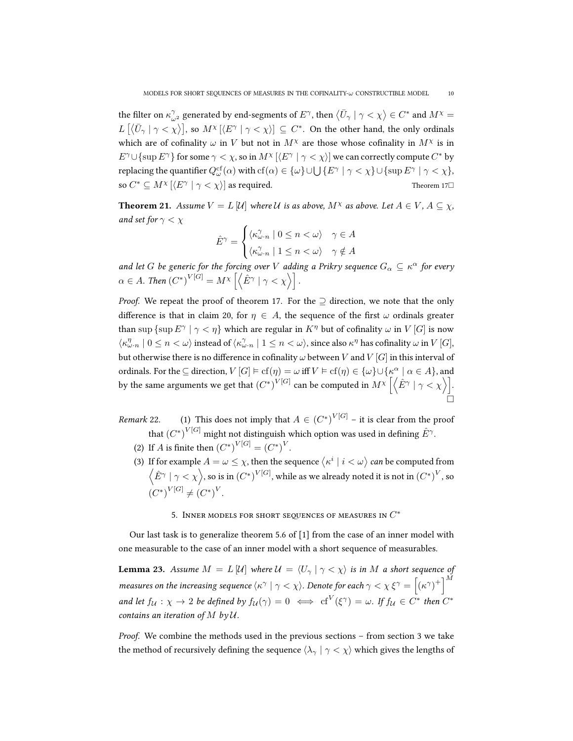the filter on $\kappa^{\gamma}_{\omega^2}$ generated by end-segments of $E^{\gamma}$, then $\left\langle \bar{U}_{\gamma} \mid \gamma < \chi \right\rangle \in C^*$ and $M^{\chi} = L\left[\left\langle \bar{U}_{\gamma} \mid \gamma < \chi \right\rangle\right]$, so $M^{\chi}\left[\left\langle E^{\gamma} \mid \gamma < \chi \right\rangle\right] \subseteq C^*$. On the other hand, the only ordinals which are of cofinality $\omega$ in $V$ but not in $M^{\chi}$ are those whose cofinality in $M^{\chi}$ is in $E^{\gamma} \cup \{\sup E^{\gamma}\}$ for some $\gamma < \chi$, so in $M^{\chi}\left[\left\langle E^{\gamma} \mid \gamma < \chi \right\rangle\right]$ we can correctly compute $C^*$ by replacing the quantifier $Q^{\mathrm{cf}}_{\omega}(\alpha)$ with $\mathrm{cf}(\alpha) \in \{\omega\} \cup \bigcup \{E^{\gamma} \mid \gamma < \chi\} \cup \{\sup E^{\gamma} \mid \gamma < \chi\}$, so $C^* \subseteq M^{\chi}\left[\left\langle E^{\gamma} \mid \gamma < \chi \right\rangle\right]$ as required. Theorem 17□

**Theorem 21.** *Assume $V = L[\mathcal{U}]$ where $\mathcal{U}$ is as above, $M^{\chi}$ as above. Let $A \in V$, $A \subseteq \chi$, and set for $\gamma < \chi$*

$$\hat{E}^{\gamma} = \begin{cases} \langle \kappa^{\gamma}_{\omega \cdot n} \mid 0 \leq n < \omega \rangle & \gamma \in A \\ \langle \kappa^{\gamma}_{\omega \cdot n} \mid 1 \leq n < \omega \rangle & \gamma \notin A \end{cases}$$

*and let $G$ be generic for the forcing over $V$ adding a Prikry sequence $G_{\alpha} \subseteq \kappa^{\alpha}$ for every $\alpha \in A$. Then $\left(C^*\right)^{V[G]} = M^{\chi}\left[\left\langle \hat{E}^{\gamma} \mid \gamma < \chi \right\rangle\right]$.*

*Proof.* We repeat the proof of theorem 17. For the $\supseteq$ direction, we note that the only difference is that in claim 20, for $\eta \in A$, the sequence of the first $\omega$ ordinals greater than $\sup\{\sup E^{\gamma} \mid \gamma < \eta\}$ which are regular in $K^{\eta}$ but of cofinality $\omega$ in $V[G]$ is now $\langle \kappa^{\eta}_{\omega \cdot n} \mid 0 \leq n < \omega \rangle$ instead of $\langle \kappa^{\gamma}_{\omega \cdot n} \mid 1 \leq n < \omega \rangle$, since also $\kappa^{\eta}$ has cofinality $\omega$ in $V[G]$, but otherwise there is no difference in cofinality $\omega$ between $V$ and $V[G]$ in this interval of ordinals. For the $\subseteq$ direction, $V[G] \vDash \mathrm{cf}(\eta) = \omega$ iff $V \vDash \mathrm{cf}(\eta) \in \{\omega\} \cup \{\kappa^{\alpha} \mid \alpha \in A\}$, and by the same arguments we get that $\left(C^*\right)^{V[G]}$ can be computed in $M^{\chi}\left[\left\langle \hat{E}^{\gamma} \mid \gamma < \chi \right\rangle\right]$. □

*Remark* 22.
1. This does not imply that $A \in \left(C^*\right)^{V[G]}$ – it is clear from the proof that $\left(C^*\right)^{V[G]}$ might not distinguish which option was used in defining $\hat{E}^{\gamma}$.
2. If $A$ is finite then $\left(C^*\right)^{V[G]} = \left(C^*\right)^{V}$.
3. If for example $A = \omega \leq \chi$, then the sequence $\left\langle \kappa^{i} \mid i < \omega \right\rangle$ *can* be computed from $\left\langle \hat{E}^{\gamma} \mid \gamma < \chi \right\rangle$, so is in $\left(C^*\right)^{V[G]}$, while as we already noted it is not in $\left(C^*\right)^{V}$, so $\left(C^*\right)^{V[G]} \neq \left(C^*\right)^{V}$.

## 5. Inner models for short sequences of measures in $C^*$

Our last task is to generalize theorem 5.6 of [1] from the case of an inner model with one measurable to the case of an inner model with a short sequence of measurables.

**Lemma 23.** *Assume $M = L[\mathcal{U}]$ where $\mathcal{U} = \langle U_{\gamma} \mid \gamma < \chi \rangle$ is in $M$ a short sequence of measures on the increasing sequence $\langle \kappa^{\gamma} \mid \gamma < \chi \rangle$. Denote for each $\gamma < \chi$ $\xi^{\gamma} = \left[(\kappa^{\gamma})^{+}\right]^{M}$ and let $f_{\mathcal{U}} : \chi \to 2$ be defined by $f_{\mathcal{U}}(\gamma) = 0 \iff \mathrm{cf}^{V}(\xi^{\gamma}) = \omega$. If $f_{\mathcal{U}} \in C^*$ then $C^*$ contains an iteration of $M$ by $\mathcal{U}$.*

*Proof.* We combine the methods used in the previous sections – from section 3 we take the method of recursively defining the sequence $\langle \lambda_{\gamma} \mid \gamma < \chi \rangle$ which gives the lengths of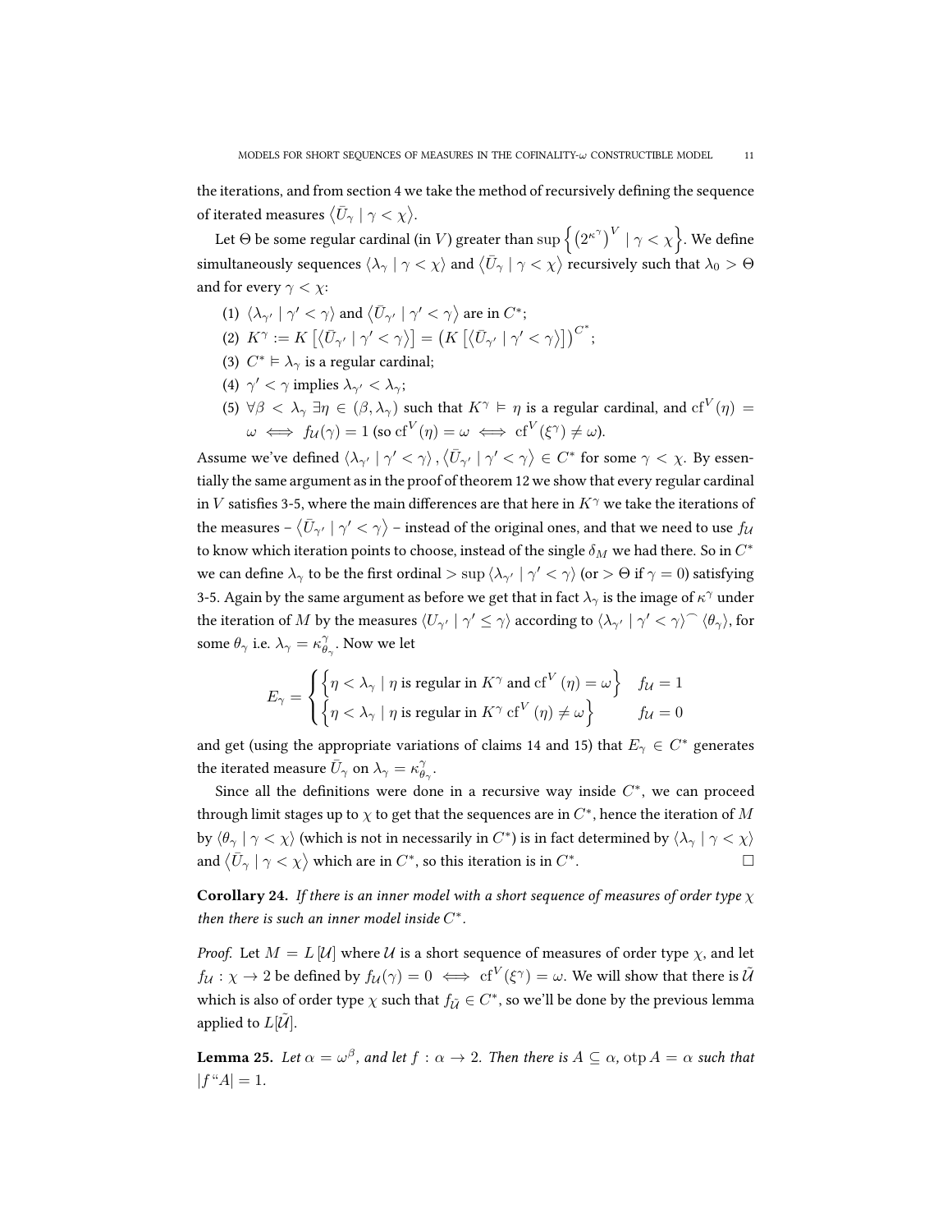the iterations, and from section 4 we take the method of recursively defining the sequence of iterated measures $\langle \bar{U}_\gamma \mid \gamma < \chi \rangle$.

Let $\Theta$ be some regular cardinal (in $V$) greater than $\sup \left\{ \left(2^{\kappa^\gamma}\right)^V \mid \gamma < \chi \right\}$. We define simultaneously sequences $\langle \lambda_\gamma \mid \gamma < \chi \rangle$ and $\langle \bar{U}_\gamma \mid \gamma < \chi \rangle$ recursively such that $\lambda_0 > \Theta$ and for every $\gamma < \chi$:

(1) $\langle \lambda_{\gamma'} \mid \gamma' < \gamma \rangle$ and $\langle \bar{U}_{\gamma'} \mid \gamma' < \gamma \rangle$ are in $C^*$;
(2) $K^\gamma := K\left[\langle \bar{U}_{\gamma'} \mid \gamma' < \gamma \rangle\right] = \left(K\left[\langle \bar{U}_{\gamma'} \mid \gamma' < \gamma \rangle\right]\right)^{C^*}$;
(3) $C^* \vDash \lambda_\gamma$ is a regular cardinal;
(4) $\gamma' < \gamma$ implies $\lambda_{\gamma'} < \lambda_\gamma$;
(5) $\forall \beta < \lambda_\gamma \; \exists \eta \in (\beta, \lambda_\gamma)$ such that $K^\gamma \vDash \eta$ is a regular cardinal, and $\mathrm{cf}^V(\eta) = \omega \iff f_{\mathcal{U}}(\gamma) = 1$ (so $\mathrm{cf}^V(\eta) = \omega \iff \mathrm{cf}^V(\xi^\gamma) \neq \omega$).

Assume we've defined $\langle \lambda_{\gamma'} \mid \gamma' < \gamma \rangle, \langle \bar{U}_{\gamma'} \mid \gamma' < \gamma \rangle \in C^*$ for some $\gamma < \chi$. By essentially the same argument as in the proof of theorem 12 we show that every regular cardinal in $V$ satisfies 3-5, where the main differences are that here in $K^\gamma$ we take the iterations of the measures – $\langle \bar{U}_{\gamma'} \mid \gamma' < \gamma \rangle$ – instead of the original ones, and that we need to use $f_{\mathcal{U}}$ to know which iteration points to choose, instead of the single $\delta_M$ we had there. So in $C^*$ we can define $\lambda_\gamma$ to be the first ordinal $> \sup \langle \lambda_{\gamma'} \mid \gamma' < \gamma \rangle$ (or $> \Theta$ if $\gamma = 0$) satisfying 3-5. Again by the same argument as before we get that in fact $\lambda_\gamma$ is the image of $\kappa^\gamma$ under the iteration of $M$ by the measures $\langle U_{\gamma'} \mid \gamma' \leq \gamma \rangle$ according to $\langle \lambda_{\gamma'} \mid \gamma' < \gamma \rangle^\frown \langle \theta_\gamma \rangle$, for some $\theta_\gamma$ i.e. $\lambda_\gamma = \kappa^\gamma_{\theta_\gamma}$. Now we let

$$E_\gamma = \begin{cases} \left\{ \eta < \lambda_\gamma \mid \eta \text{ is regular in } K^\gamma \text{ and } \mathrm{cf}^V(\eta) = \omega \right\} & f_{\mathcal{U}} = 1 \\ \left\{ \eta < \lambda_\gamma \mid \eta \text{ is regular in } K^\gamma \; \mathrm{cf}^V(\eta) \neq \omega \right\} & f_{\mathcal{U}} = 0 \end{cases}$$

and get (using the appropriate variations of claims 14 and 15) that $E_\gamma \in C^*$ generates the iterated measure $\bar{U}_\gamma$ on $\lambda_\gamma = \kappa^\gamma_{\theta_\gamma}$.

Since all the definitions were done in a recursive way inside $C^*$, we can proceed through limit stages up to $\chi$ to get that the sequences are in $C^*$, hence the iteration of $M$ by $\langle \theta_\gamma \mid \gamma < \chi \rangle$ (which is not in necessarily in $C^*$) is in fact determined by $\langle \lambda_\gamma \mid \gamma < \chi \rangle$ and $\langle \bar{U}_\gamma \mid \gamma < \chi \rangle$ which are in $C^*$, so this iteration is in $C^*$. □

**Corollary 24.** *If there is an inner model with a short sequence of measures of order type $\chi$ then there is such an inner model inside $C^*$.*

*Proof.* Let $M = L[\mathcal{U}]$ where $\mathcal{U}$ is a short sequence of measures of order type $\chi$, and let $f_{\mathcal{U}} : \chi \to 2$ be defined by $f_{\mathcal{U}}(\gamma) = 0 \iff \mathrm{cf}^V(\xi^\gamma) = \omega$. We will show that there is $\tilde{\mathcal{U}}$ which is also of order type $\chi$ such that $f_{\tilde{\mathcal{U}}} \in C^*$, so we'll be done by the previous lemma applied to $L[\tilde{\mathcal{U}}]$.

**Lemma 25.** *Let $\alpha = \omega^\beta$, and let $f : \alpha \to 2$. Then there is $A \subseteq \alpha$, $\mathrm{otp}\, A = \alpha$ such that $|f``A| = 1$.*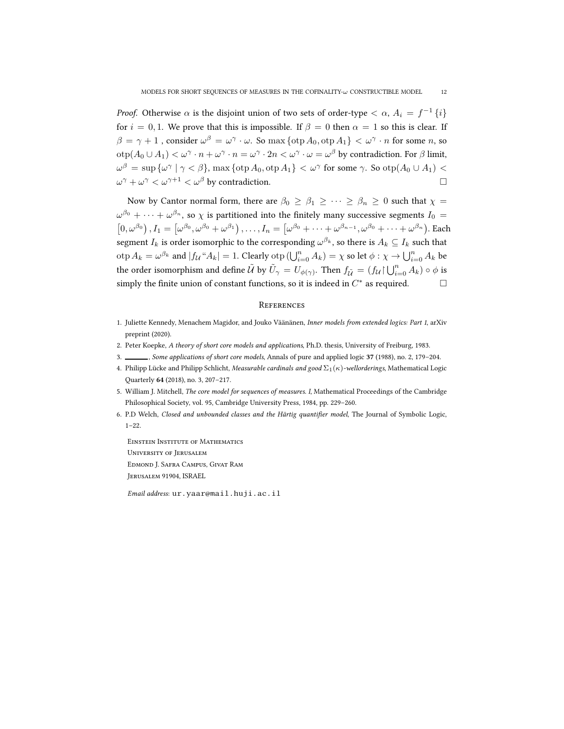*Proof.* Otherwise $\alpha$ is the disjoint union of two sets of order-type $< \alpha$, $A_i = f^{-1}\{i\}$ for $i = 0, 1$. We prove that this is impossible. If $\beta = 0$ then $\alpha = 1$ so this is clear. If $\beta = \gamma + 1$ , consider $\omega^\beta = \omega^\gamma \cdot \omega$. So $\max\{\operatorname{otp} A_0, \operatorname{otp} A_1\} < \omega^\gamma \cdot n$ for some $n$, so $\operatorname{otp}(A_0 \cup A_1) < \omega^\gamma \cdot n + \omega^\gamma \cdot n = \omega^\gamma \cdot 2n < \omega^\gamma \cdot \omega = \omega^\beta$ by contradiction. For $\beta$ limit, $\omega^\beta = \sup\{\omega^\gamma \mid \gamma < \beta\}$, $\max\{\operatorname{otp} A_0, \operatorname{otp} A_1\} < \omega^\gamma$ for some $\gamma$. So $\operatorname{otp}(A_0 \cup A_1) < \omega^\gamma + \omega^\gamma < \omega^{\gamma+1} < \omega^\beta$ by contradiction. □

Now by Cantor normal form, there are $\beta_0 \geq \beta_1 \geq \cdots \geq \beta_n \geq 0$ such that $\chi = \omega^{\beta_0} + \cdots + \omega^{\beta_n}$, so $\chi$ is partitioned into the finitely many successive segments $I_0 = [0, \omega^{\beta_0})$, $I_1 = [\omega^{\beta_0}, \omega^{\beta_0} + \omega^{\beta_1})$, $\ldots$, $I_n = [\omega^{\beta_0} + \cdots + \omega^{\beta_{n-1}}, \omega^{\beta_0} + \cdots + \omega^{\beta_n})$. Each segment $I_k$ is order isomorphic to the corresponding $\omega^{\beta_k}$, so there is $A_k \subseteq I_k$ such that $\operatorname{otp} A_k = \omega^{\beta_k}$ and $|f_{\mathcal{U}}``A_k| = 1$. Clearly $\operatorname{otp}\left(\bigcup_{i=0}^n A_k\right) = \chi$ so let $\phi : \chi \to \bigcup_{i=0}^n A_k$ be the order isomorphism and define $\tilde{\mathcal{U}}$ by $\tilde{U}_\gamma = U_{\phi(\gamma)}$. Then $f_{\tilde{\mathcal{U}}} = (f_{\mathcal{U}} \restriction \bigcup_{i=0}^n A_k) \circ \phi$ is simply the finite union of constant functions, so it is indeed in $C^*$ as required. □

## References

1. Juliette Kennedy, Menachem Magidor, and Jouko Väänänen, *Inner models from extended logics: Part 1*, arXiv preprint (2020).
2. Peter Koepke, *A theory of short core models and applications*, Ph.D. thesis, University of Freiburg, 1983.
3. ______, *Some applications of short core models*, Annals of pure and applied logic **37** (1988), no. 2, 179–204.
4. Philipp Lücke and Philipp Schlicht, *Measurable cardinals and good $\Sigma_1(\kappa)$-wellorderings*, Mathematical Logic Quarterly **64** (2018), no. 3, 207–217.
5. William J. Mitchell, *The core model for sequences of measures. I*, Mathematical Proceedings of the Cambridge Philosophical Society, vol. 95, Cambridge University Press, 1984, pp. 229–260.
6. P.D Welch, *Closed and unbounded classes and the Härtig quantifier model*, The Journal of Symbolic Logic, 1–22.

Einstein Institute of Mathematics
University of Jerusalem
Edmond J. Safra Campus, Givat Ram
Jerusalem 91904, ISRAEL

*Email address*: ur.yaar@mail.huji.ac.il